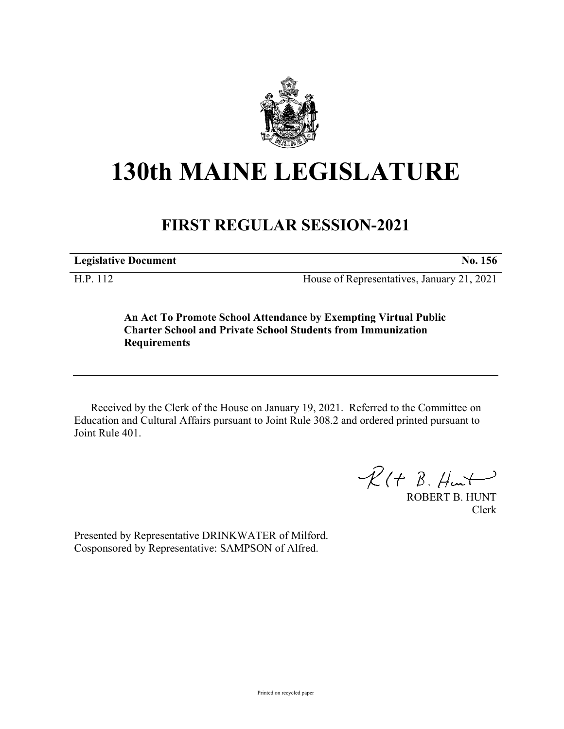# 130th MAINE LEGISLATURE

## FIRST REGULAR SESSION-2021

| **Legislative Document** | **No. 156** |
|---|---|
| H.P. 112 | House of Representatives, January 21, 2021 |

**An Act To Promote School Attendance by Exempting Virtual Public Charter School and Private School Students from Immunization Requirements**

---

Received by the Clerk of the House on January 19, 2021. Referred to the Committee on Education and Cultural Affairs pursuant to Joint Rule 308.2 and ordered printed pursuant to Joint Rule 401.

ROBERT B. HUNT
Clerk

Presented by Representative DRINKWATER of Milford.
Cosponsored by Representative: SAMPSON of Alfred.

Printed on recycled paper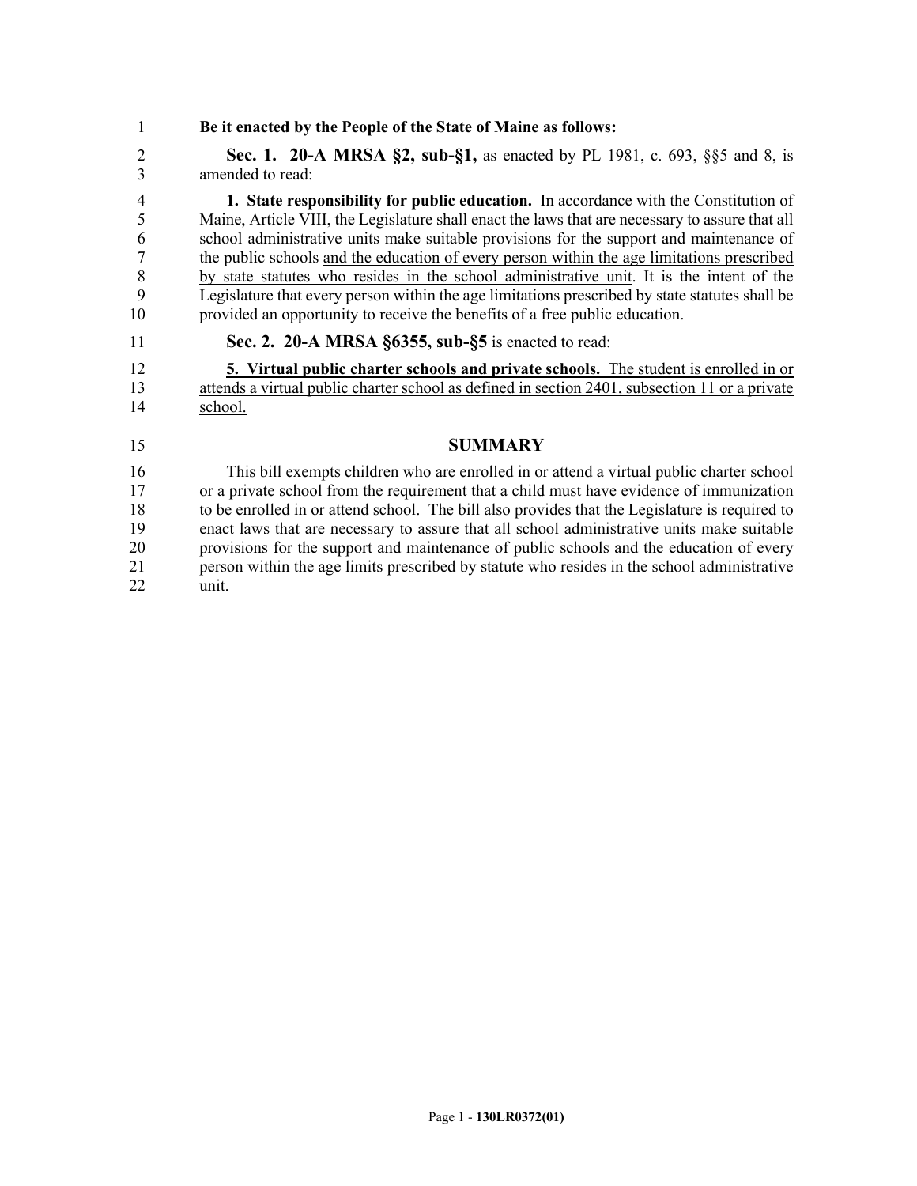**Be it enacted by the People of the State of Maine as follows:**

**Sec. 1. 20-A MRSA §2, sub-§1,** as enacted by PL 1981, c. 693, §§5 and 8, is amended to read:

**1. State responsibility for public education.** In accordance with the Constitution of Maine, Article VIII, the Legislature shall enact the laws that are necessary to assure that all school administrative units make suitable provisions for the support and maintenance of the public schools and the education of every person within the age limitations prescribed by state statutes who resides in the school administrative unit. It is the intent of the Legislature that every person within the age limitations prescribed by state statutes shall be provided an opportunity to receive the benefits of a free public education.

**Sec. 2. 20-A MRSA §6355, sub-§5** is enacted to read:

**5. Virtual public charter schools and private schools.** The student is enrolled in or attends a virtual public charter school as defined in section 2401, subsection 11 or a private school.

## SUMMARY

This bill exempts children who are enrolled in or attend a virtual public charter school or a private school from the requirement that a child must have evidence of immunization to be enrolled in or attend school. The bill also provides that the Legislature is required to enact laws that are necessary to assure that all school administrative units make suitable provisions for the support and maintenance of public schools and the education of every person within the age limits prescribed by statute who resides in the school administrative unit.